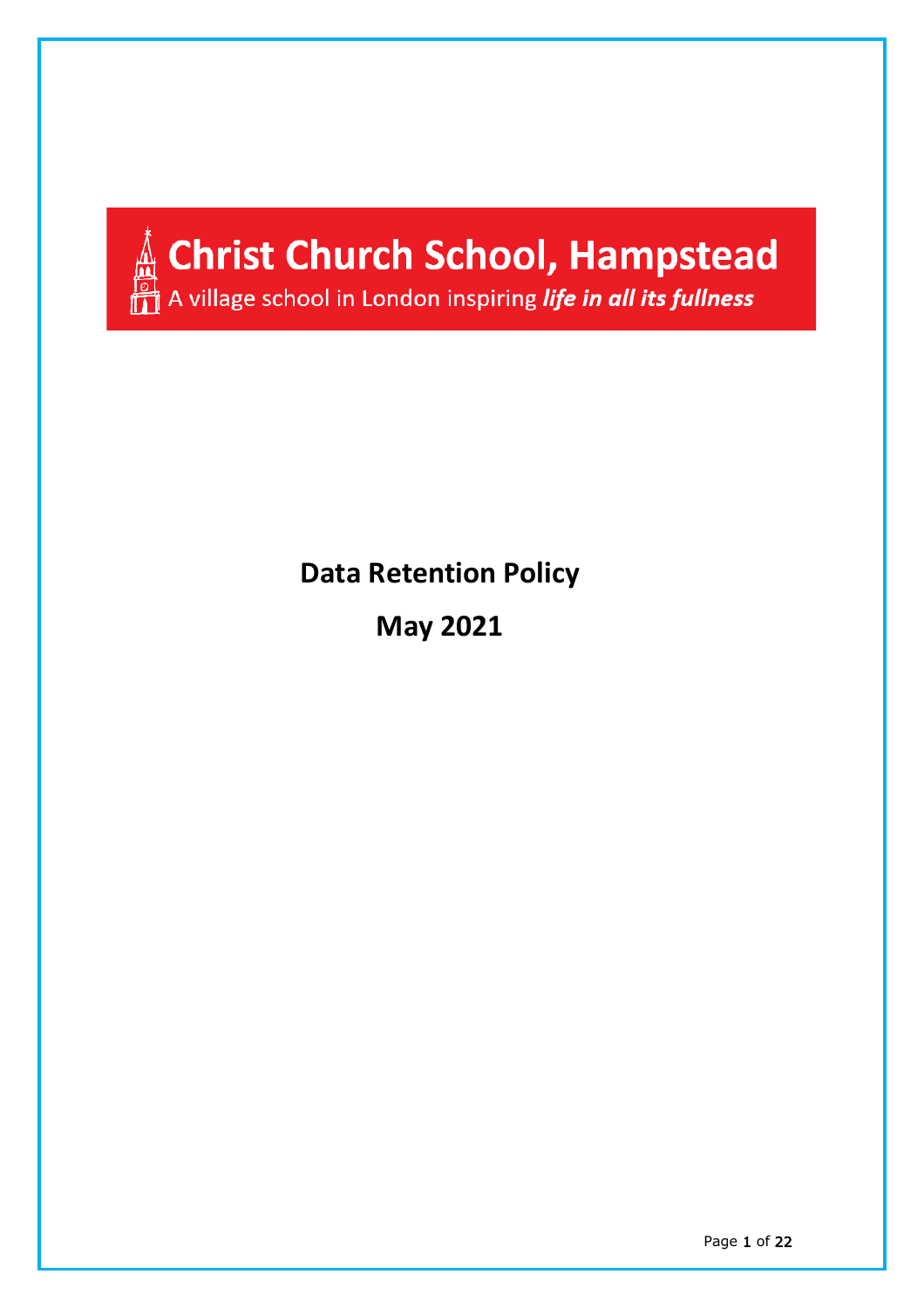# Christ Church School, Hampstead

A village school in London inspiring ***life in all its fullness***

## Data Retention Policy

## May 2021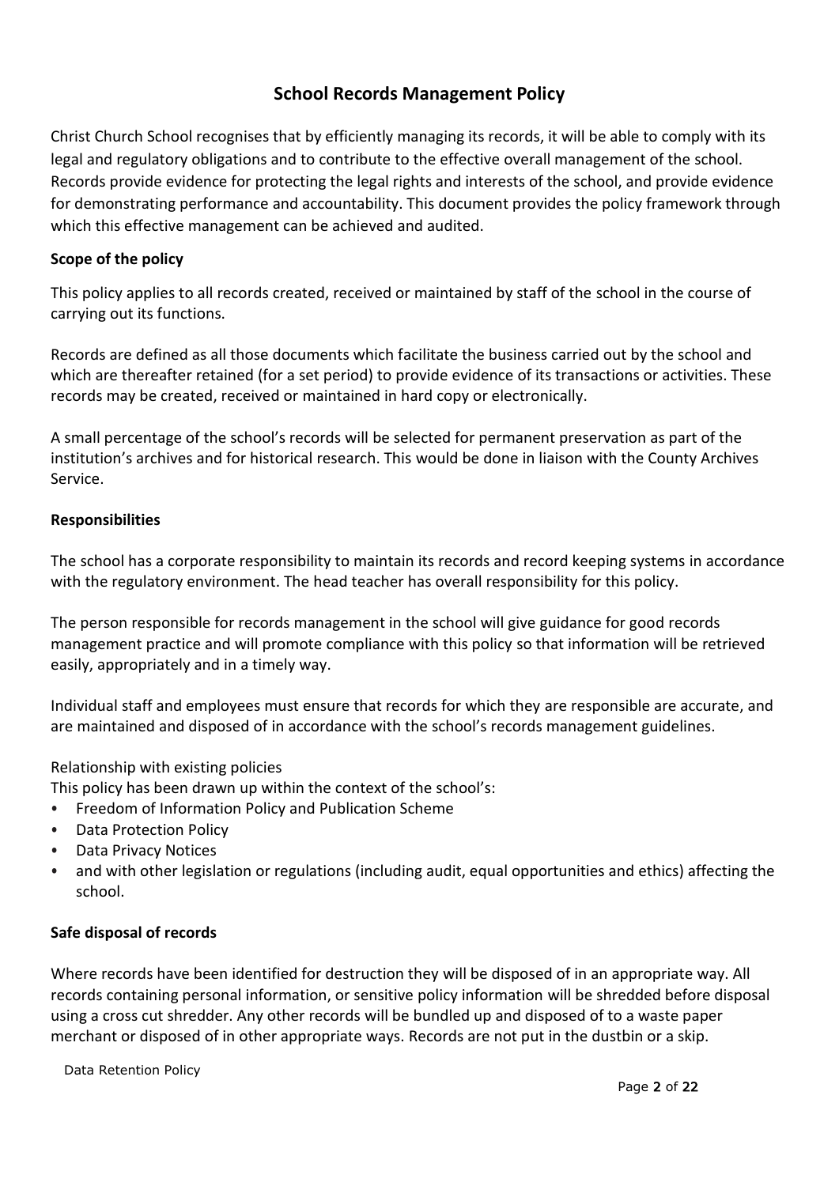# School Records Management Policy

Christ Church School recognises that by efficiently managing its records, it will be able to comply with its legal and regulatory obligations and to contribute to the effective overall management of the school. Records provide evidence for protecting the legal rights and interests of the school, and provide evidence for demonstrating performance and accountability. This document provides the policy framework through which this effective management can be achieved and audited.

## Scope of the policy

This policy applies to all records created, received or maintained by staff of the school in the course of carrying out its functions.

Records are defined as all those documents which facilitate the business carried out by the school and which are thereafter retained (for a set period) to provide evidence of its transactions or activities. These records may be created, received or maintained in hard copy or electronically.

A small percentage of the school's records will be selected for permanent preservation as part of the institution's archives and for historical research. This would be done in liaison with the County Archives Service.

## Responsibilities

The school has a corporate responsibility to maintain its records and record keeping systems in accordance with the regulatory environment. The head teacher has overall responsibility for this policy.

The person responsible for records management in the school will give guidance for good records management practice and will promote compliance with this policy so that information will be retrieved easily, appropriately and in a timely way.

Individual staff and employees must ensure that records for which they are responsible are accurate, and are maintained and disposed of in accordance with the school's records management guidelines.

Relationship with existing policies

This policy has been drawn up within the context of the school's:

- Freedom of Information Policy and Publication Scheme
- Data Protection Policy
- Data Privacy Notices
- and with other legislation or regulations (including audit, equal opportunities and ethics) affecting the school.

## Safe disposal of records

Where records have been identified for destruction they will be disposed of in an appropriate way. All records containing personal information, or sensitive policy information will be shredded before disposal using a cross cut shredder. Any other records will be bundled up and disposed of to a waste paper merchant or disposed of in other appropriate ways. Records are not put in the dustbin or a skip.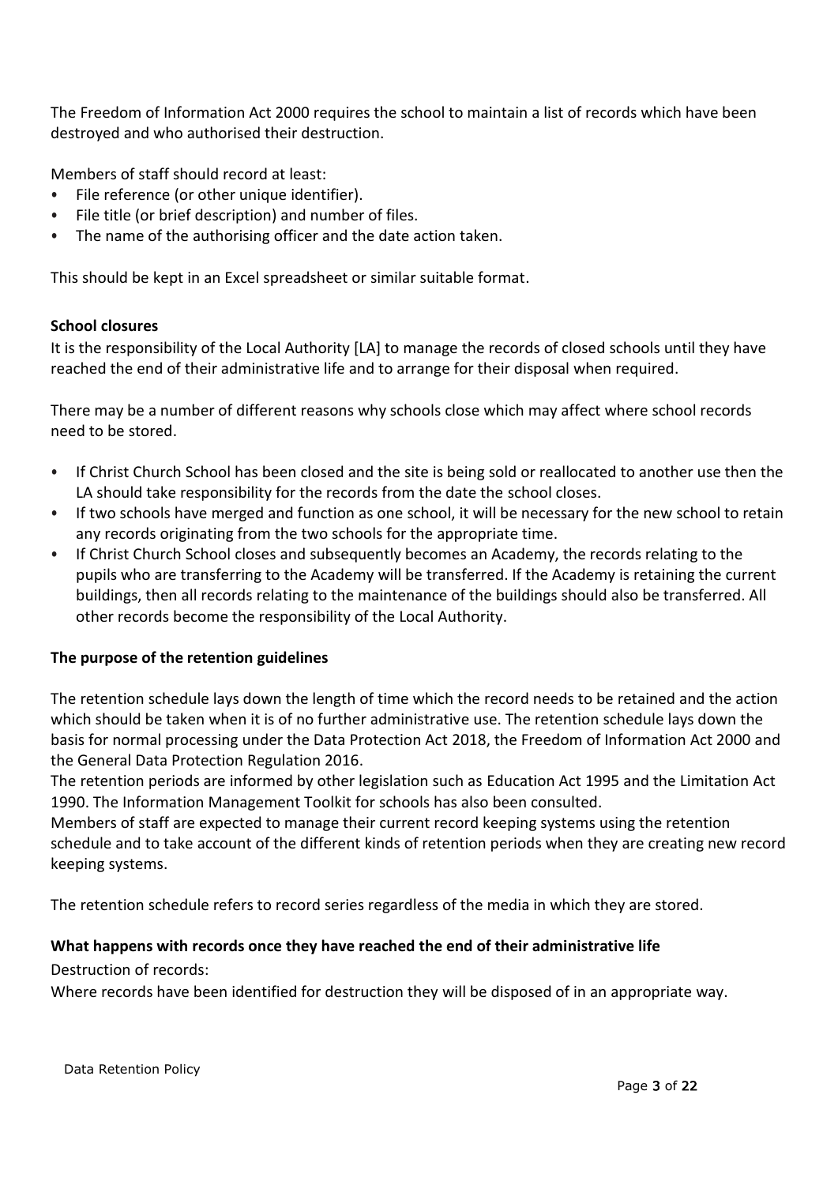The Freedom of Information Act 2000 requires the school to maintain a list of records which have been destroyed and who authorised their destruction.

Members of staff should record at least:

- File reference (or other unique identifier).
- File title (or brief description) and number of files.
- The name of the authorising officer and the date action taken.

This should be kept in an Excel spreadsheet or similar suitable format.

**School closures**

It is the responsibility of the Local Authority [LA] to manage the records of closed schools until they have reached the end of their administrative life and to arrange for their disposal when required.

There may be a number of different reasons why schools close which may affect where school records need to be stored.

- If Christ Church School has been closed and the site is being sold or reallocated to another use then the LA should take responsibility for the records from the date the school closes.
- If two schools have merged and function as one school, it will be necessary for the new school to retain any records originating from the two schools for the appropriate time.
- If Christ Church School closes and subsequently becomes an Academy, the records relating to the pupils who are transferring to the Academy will be transferred. If the Academy is retaining the current buildings, then all records relating to the maintenance of the buildings should also be transferred. All other records become the responsibility of the Local Authority.

**The purpose of the retention guidelines**

The retention schedule lays down the length of time which the record needs to be retained and the action which should be taken when it is of no further administrative use. The retention schedule lays down the basis for normal processing under the Data Protection Act 2018, the Freedom of Information Act 2000 and the General Data Protection Regulation 2016.

The retention periods are informed by other legislation such as Education Act 1995 and the Limitation Act 1990. The Information Management Toolkit for schools has also been consulted.

Members of staff are expected to manage their current record keeping systems using the retention schedule and to take account of the different kinds of retention periods when they are creating new record keeping systems.

The retention schedule refers to record series regardless of the media in which they are stored.

**What happens with records once they have reached the end of their administrative life**

Destruction of records:

Where records have been identified for destruction they will be disposed of in an appropriate way.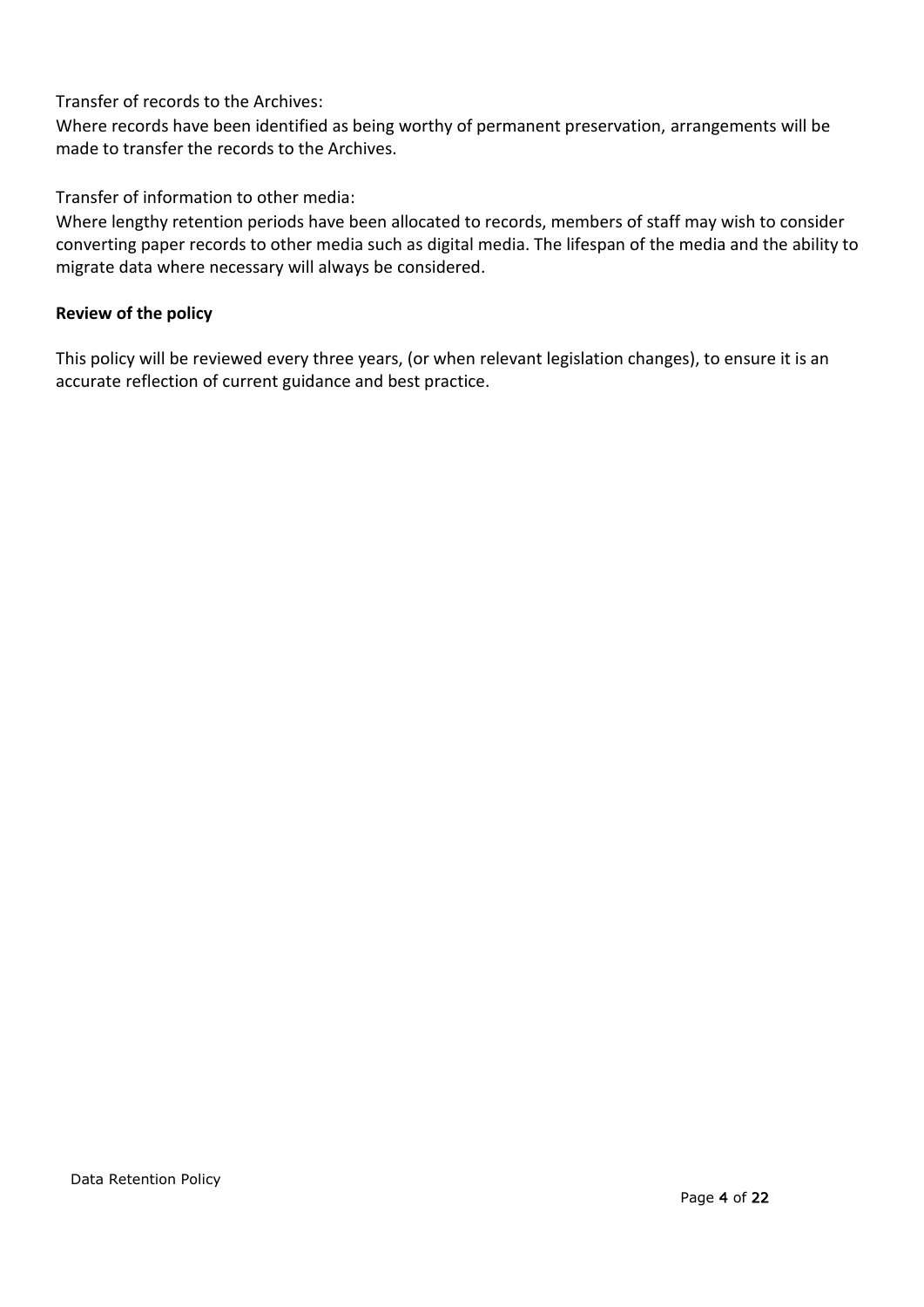Transfer of records to the Archives:
Where records have been identified as being worthy of permanent preservation, arrangements will be made to transfer the records to the Archives.

Transfer of information to other media:
Where lengthy retention periods have been allocated to records, members of staff may wish to consider converting paper records to other media such as digital media. The lifespan of the media and the ability to migrate data where necessary will always be considered.

**Review of the policy**

This policy will be reviewed every three years, (or when relevant legislation changes), to ensure it is an accurate reflection of current guidance and best practice.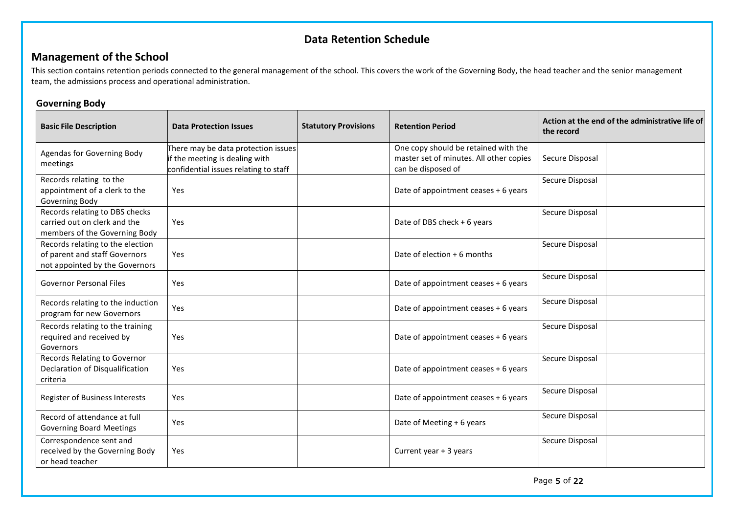## Data Retention Schedule

## Management of the School

This section contains retention periods connected to the general management of the school. This covers the work of the Governing Body, the head teacher and the senior management team, the admissions process and operational administration.

### Governing Body

| Basic File Description | Data Protection Issues | Statutory Provisions | Retention Period | Action at the end of the administrative life of the record | |
|---|---|---|---|---|---|
| Agendas for Governing Body meetings | There may be data protection issues if the meeting is dealing with confidential issues relating to staff | | One copy should be retained with the master set of minutes. All other copies can be disposed of | Secure Disposal | |
| Records relating to the appointment of a clerk to the Governing Body | Yes | | Date of appointment ceases + 6 years | Secure Disposal | |
| Records relating to DBS checks carried out on clerk and the members of the Governing Body | Yes | | Date of DBS check + 6 years | Secure Disposal | |
| Records relating to the election of parent and staff Governors not appointed by the Governors | Yes | | Date of election + 6 months | Secure Disposal | |
| Governor Personal Files | Yes | | Date of appointment ceases + 6 years | Secure Disposal | |
| Records relating to the induction program for new Governors | Yes | | Date of appointment ceases + 6 years | Secure Disposal | |
| Records relating to the training required and received by Governors | Yes | | Date of appointment ceases + 6 years | Secure Disposal | |
| Records Relating to Governor Declaration of Disqualification criteria | Yes | | Date of appointment ceases + 6 years | Secure Disposal | |
| Register of Business Interests | Yes | | Date of appointment ceases + 6 years | Secure Disposal | |
| Record of attendance at full Governing Board Meetings | Yes | | Date of Meeting + 6 years | Secure Disposal | |
| Correspondence sent and received by the Governing Body or head teacher | Yes | | Current year + 3 years | Secure Disposal | |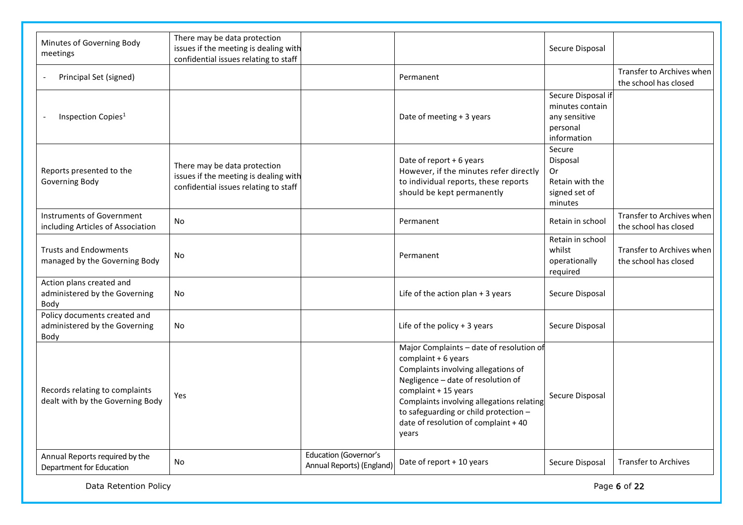| | | | | | |
|---|---|---|---|---|---|
| Minutes of Governing Body meetings | There may be data protection issues if the meeting is dealing with confidential issues relating to staff | | | Secure Disposal | |
| - Principal Set (signed) | | | Permanent | | Transfer to Archives when the school has closed |
| - Inspection Copies[1] | | | Date of meeting + 3 years | Secure Disposal if minutes contain any sensitive personal information | |
| Reports presented to the Governing Body | There may be data protection issues if the meeting is dealing with confidential issues relating to staff | | Date of report + 6 years<br>However, if the minutes refer directly to individual reports, these reports should be kept permanently | Secure Disposal<br>Or<br>Retain with the signed set of minutes | |
| Instruments of Government including Articles of Association | No | | Permanent | Retain in school | Transfer to Archives when the school has closed |
| Trusts and Endowments managed by the Governing Body | No | | Permanent | Retain in school whilst operationally required | Transfer to Archives when the school has closed |
| Action plans created and administered by the Governing Body | No | | Life of the action plan + 3 years | Secure Disposal | |
| Policy documents created and administered by the Governing Body | No | | Life of the policy + 3 years | Secure Disposal | |
| Records relating to complaints dealt with by the Governing Body | Yes | | Major Complaints – date of resolution of complaint + 6 years<br>Complaints involving allegations of Negligence – date of resolution of complaint + 15 years<br>Complaints involving allegations relating to safeguarding or child protection – date of resolution of complaint + 40 years | Secure Disposal | |
| Annual Reports required by the Department for Education | No | Education (Governor's Annual Reports) (England) | Date of report + 10 years | Secure Disposal | Transfer to Archives |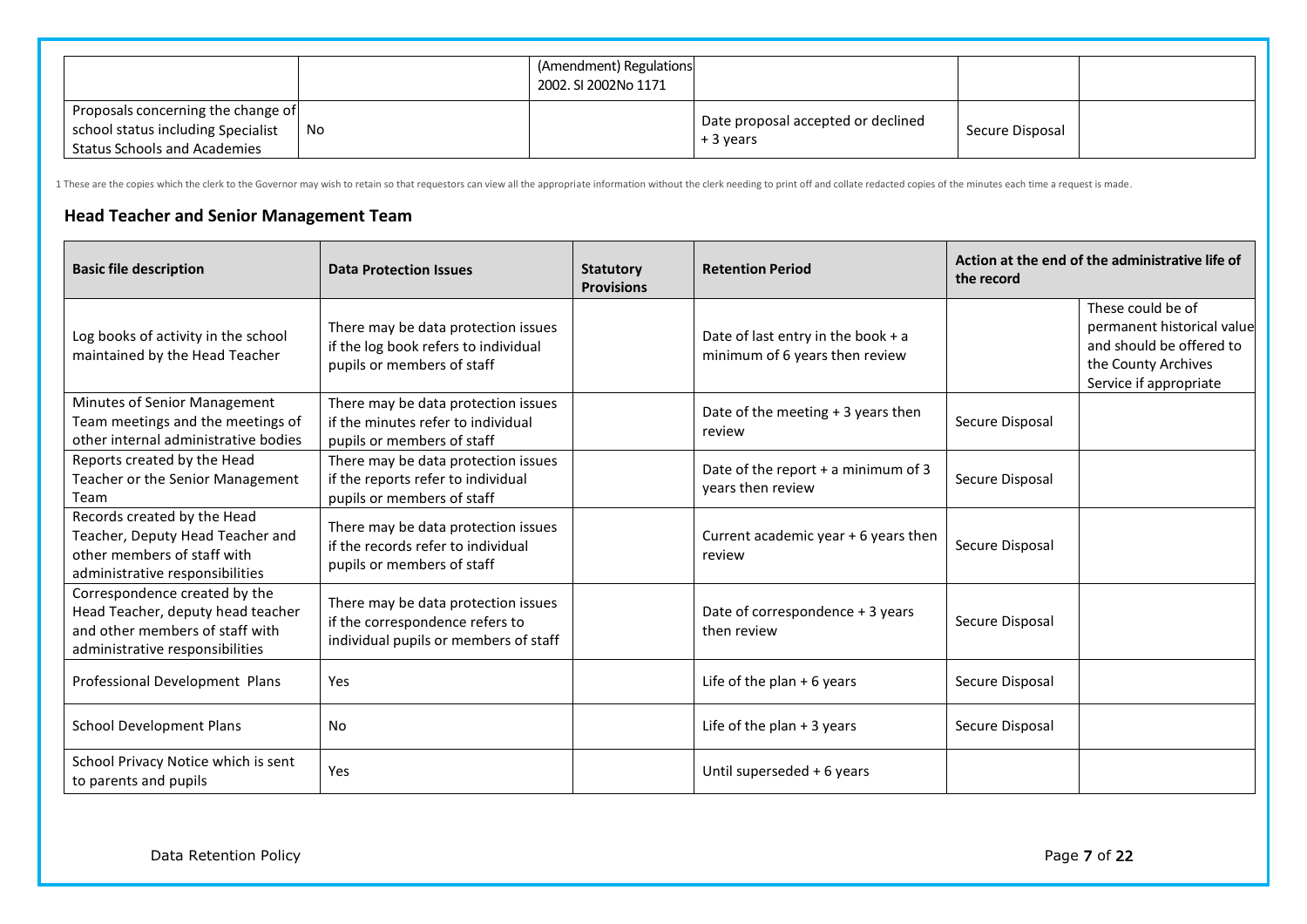| | | (Amendment) Regulations 2002. SI 2002No 1171 | | | |
|---|---|---|---|---|---|
| Proposals concerning the change of school status including Specialist Status Schools and Academies | No | | Date proposal accepted or declined + 3 years | Secure Disposal | |

1 These are the copies which the clerk to the Governor may wish to retain so that requestors can view all the appropriate information without the clerk needing to print off and collate redacted copies of the minutes each time a request is made.

## Head Teacher and Senior Management Team

| Basic file description | Data Protection Issues | Statutory Provisions | Retention Period | Action at the end of the administrative life of the record | |
|---|---|---|---|---|---|
| Log books of activity in the school maintained by the Head Teacher | There may be data protection issues if the log book refers to individual pupils or members of staff | | Date of last entry in the book + a minimum of 6 years then review | | These could be of permanent historical value and should be offered to the County Archives Service if appropriate |
| Minutes of Senior Management Team meetings and the meetings of other internal administrative bodies | There may be data protection issues if the minutes refer to individual pupils or members of staff | | Date of the meeting + 3 years then review | Secure Disposal | |
| Reports created by the Head Teacher or the Senior Management Team | There may be data protection issues if the reports refer to individual pupils or members of staff | | Date of the report + a minimum of 3 years then review | Secure Disposal | |
| Records created by the Head Teacher, Deputy Head Teacher and other members of staff with administrative responsibilities | There may be data protection issues if the records refer to individual pupils or members of staff | | Current academic year + 6 years then review | Secure Disposal | |
| Correspondence created by the Head Teacher, deputy head teacher and other members of staff with administrative responsibilities | There may be data protection issues if the correspondence refers to individual pupils or members of staff | | Date of correspondence + 3 years then review | Secure Disposal | |
| Professional Development Plans | Yes | | Life of the plan + 6 years | Secure Disposal | |
| School Development Plans | No | | Life of the plan + 3 years | Secure Disposal | |
| School Privacy Notice which is sent to parents and pupils | Yes | | Until superseded + 6 years | | |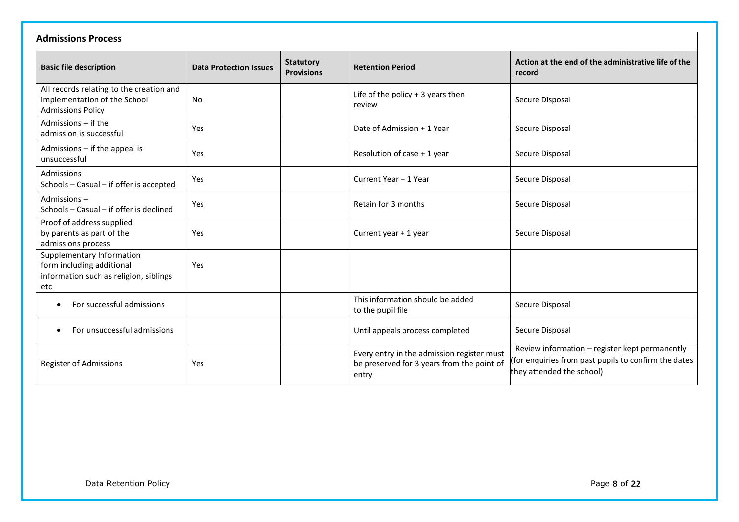**Admissions Process**

| Basic file description | Data Protection Issues | Statutory Provisions | Retention Period | Action at the end of the administrative life of the record |
|---|---|---|---|---|
| All records relating to the creation and implementation of the School Admissions Policy | No | | Life of the policy + 3 years then review | Secure Disposal |
| Admissions – if the admission is successful | Yes | | Date of Admission + 1 Year | Secure Disposal |
| Admissions – if the appeal is unsuccessful | Yes | | Resolution of case + 1 year | Secure Disposal |
| Admissions Schools – Casual – if offer is accepted | Yes | | Current Year + 1 Year | Secure Disposal |
| Admissions – Schools – Casual – if offer is declined | Yes | | Retain for 3 months | Secure Disposal |
| Proof of address supplied by parents as part of the admissions process | Yes | | Current year + 1 year | Secure Disposal |
| Supplementary Information form including additional information such as religion, siblings etc | Yes | | | |
| • For successful admissions | | | This information should be added to the pupil file | Secure Disposal |
| • For unsuccessful admissions | | | Until appeals process completed | Secure Disposal |
| Register of Admissions | Yes | | Every entry in the admission register must be preserved for 3 years from the point of entry | Review information – register kept permanently (for enquiries from past pupils to confirm the dates they attended the school) |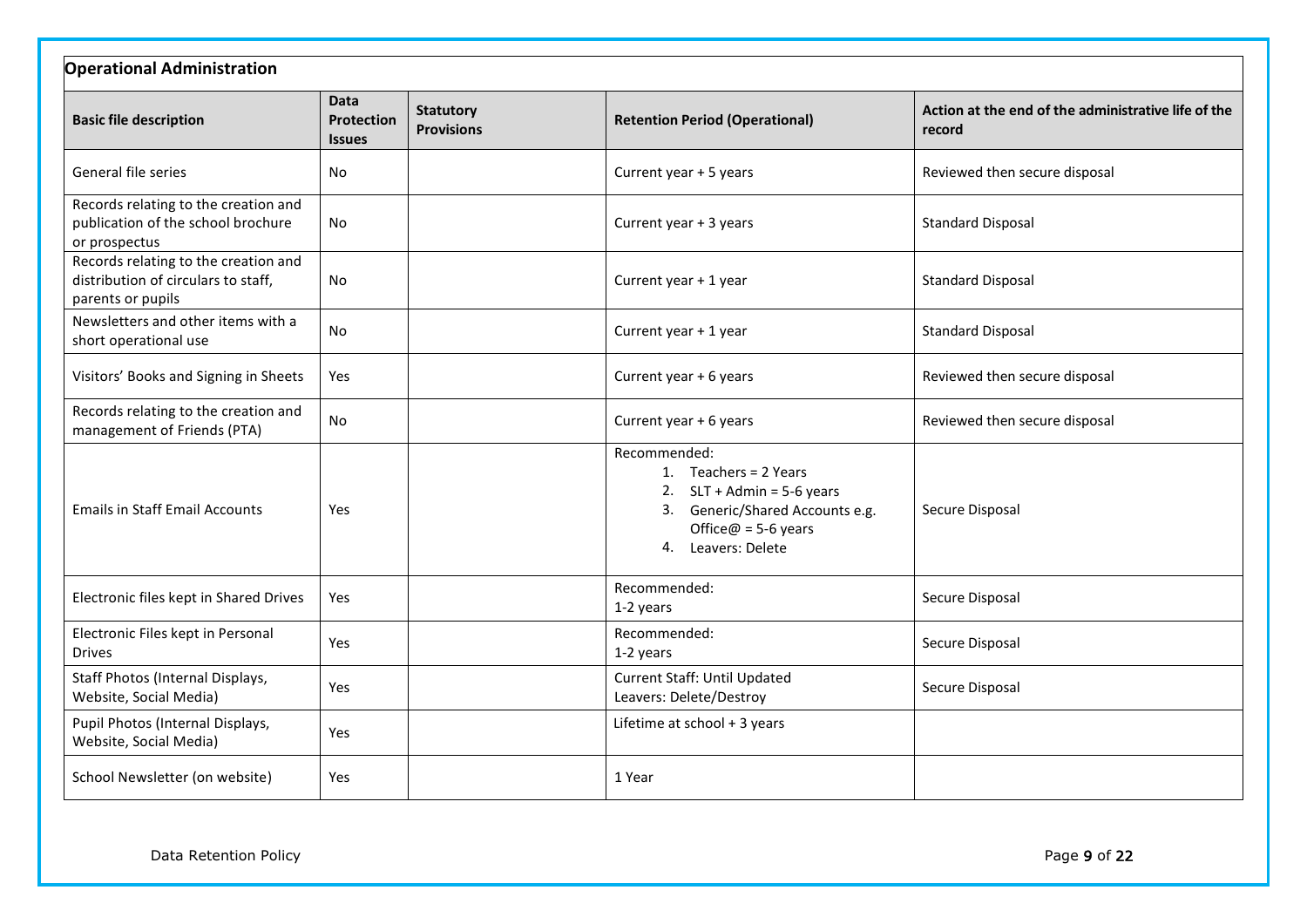**Operational Administration**

| Basic file description | Data Protection Issues | Statutory Provisions | Retention Period (Operational) | Action at the end of the administrative life of the record |
|---|---|---|---|---|
| General file series | No | | Current year + 5 years | Reviewed then secure disposal |
| Records relating to the creation and publication of the school brochure or prospectus | No | | Current year + 3 years | Standard Disposal |
| Records relating to the creation and distribution of circulars to staff, parents or pupils | No | | Current year + 1 year | Standard Disposal |
| Newsletters and other items with a short operational use | No | | Current year + 1 year | Standard Disposal |
| Visitors' Books and Signing in Sheets | Yes | | Current year + 6 years | Reviewed then secure disposal |
| Records relating to the creation and management of Friends (PTA) | No | | Current year + 6 years | Reviewed then secure disposal |
| Emails in Staff Email Accounts | Yes | | Recommended:<br>1. Teachers = 2 Years<br>2. SLT + Admin = 5-6 years<br>3. Generic/Shared Accounts e.g. Office@ = 5-6 years<br>4. Leavers: Delete | Secure Disposal |
| Electronic files kept in Shared Drives | Yes | | Recommended:<br>1-2 years | Secure Disposal |
| Electronic Files kept in Personal Drives | Yes | | Recommended:<br>1-2 years | Secure Disposal |
| Staff Photos (Internal Displays, Website, Social Media) | Yes | | Current Staff: Until Updated<br>Leavers: Delete/Destroy | Secure Disposal |
| Pupil Photos (Internal Displays, Website, Social Media) | Yes | | Lifetime at school + 3 years | |
| School Newsletter (on website) | Yes | | 1 Year | |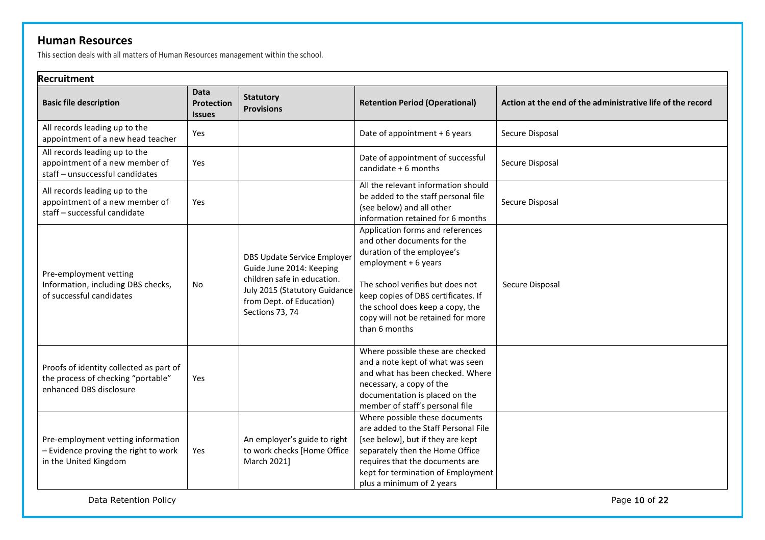## Human Resources

This section deals with all matters of Human Resources management within the school.

| Recruitment | | | | |
|---|---|---|---|---|
| **Basic file description** | **Data Protection Issues** | **Statutory Provisions** | **Retention Period (Operational)** | **Action at the end of the administrative life of the record** |
| All records leading up to the appointment of a new head teacher | Yes | | Date of appointment + 6 years | Secure Disposal |
| All records leading up to the appointment of a new member of staff – unsuccessful candidates | Yes | | Date of appointment of successful candidate + 6 months | Secure Disposal |
| All records leading up to the appointment of a new member of staff – successful candidate | Yes | | All the relevant information should be added to the staff personal file (see below) and all other information retained for 6 months | Secure Disposal |
| Pre-employment vetting Information, including DBS checks, of successful candidates | No | DBS Update Service Employer Guide June 2014: Keeping children safe in education. July 2015 (Statutory Guidance from Dept. of Education) Sections 73, 74 | Application forms and references and other documents for the duration of the employee's employment + 6 years<br><br>The school verifies but does not keep copies of DBS certificates. If the school does keep a copy, the copy will not be retained for more than 6 months | Secure Disposal |
| Proofs of identity collected as part of the process of checking "portable" enhanced DBS disclosure | Yes | | Where possible these are checked and a note kept of what was seen and what has been checked. Where necessary, a copy of the documentation is placed on the member of staff's personal file | |
| Pre-employment vetting information – Evidence proving the right to work in the United Kingdom | Yes | An employer's guide to right to work checks [Home Office March 2021] | Where possible these documents are added to the Staff Personal File [see below], but if they are kept separately then the Home Office requires that the documents are kept for termination of Employment plus a minimum of 2 years | |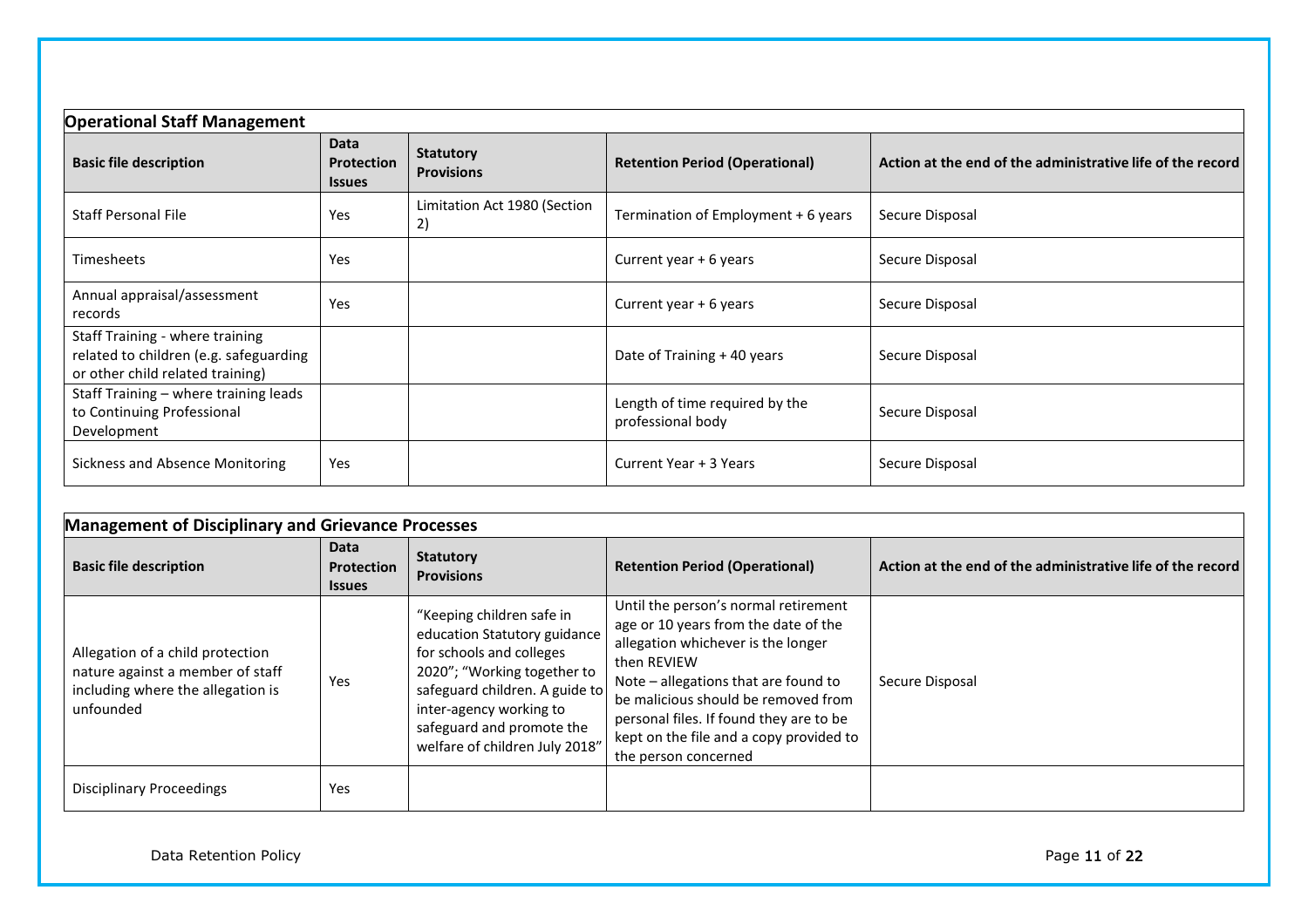| Operational Staff Management | | | | |
|---|---|---|---|---|
| **Basic file description** | **Data Protection Issues** | **Statutory Provisions** | **Retention Period (Operational)** | **Action at the end of the administrative life of the record** |
| Staff Personal File | Yes | Limitation Act 1980 (Section 2) | Termination of Employment + 6 years | Secure Disposal |
| Timesheets | Yes | | Current year + 6 years | Secure Disposal |
| Annual appraisal/assessment records | Yes | | Current year + 6 years | Secure Disposal |
| Staff Training - where training related to children (e.g. safeguarding or other child related training) | | | Date of Training + 40 years | Secure Disposal |
| Staff Training – where training leads to Continuing Professional Development | | | Length of time required by the professional body | Secure Disposal |
| Sickness and Absence Monitoring | Yes | | Current Year + 3 Years | Secure Disposal |

| Management of Disciplinary and Grievance Processes | | | | |
|---|---|---|---|---|
| **Basic file description** | **Data Protection Issues** | **Statutory Provisions** | **Retention Period (Operational)** | **Action at the end of the administrative life of the record** |
| Allegation of a child protection nature against a member of staff including where the allegation is unfounded | Yes | "Keeping children safe in education Statutory guidance for schools and colleges 2020"; "Working together to safeguard children. A guide to inter-agency working to safeguard and promote the welfare of children July 2018" | Until the person's normal retirement age or 10 years from the date of the allegation whichever is the longer then REVIEW<br>Note – allegations that are found to be malicious should be removed from personal files. If found they are to be kept on the file and a copy provided to the person concerned | Secure Disposal |
| Disciplinary Proceedings | Yes | | | |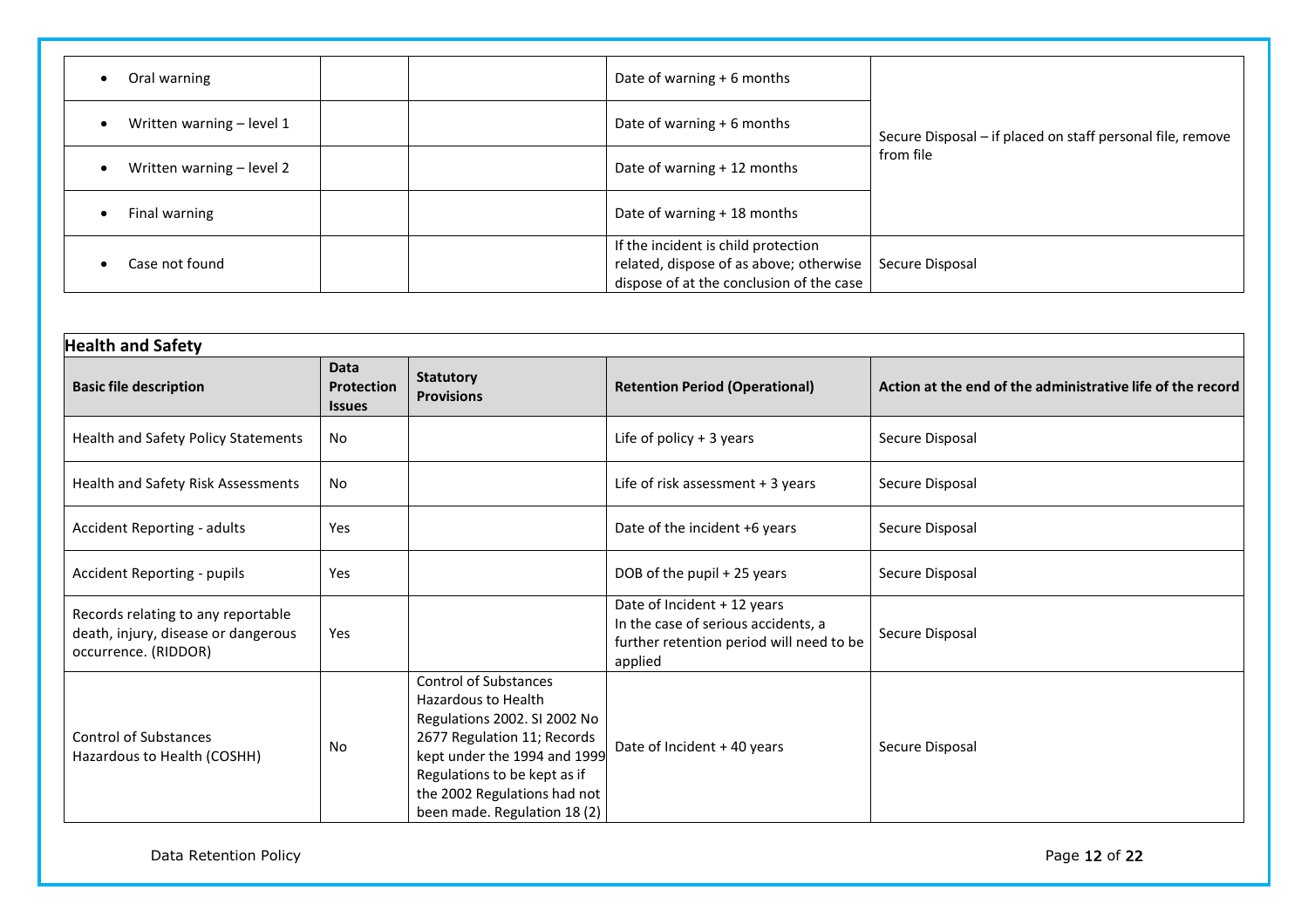| | | | | |
|---|---|---|---|---|
| • Oral warning | | | Date of warning + 6 months | Secure Disposal – if placed on staff personal file, remove from file |
| • Written warning – level 1 | | | Date of warning + 6 months | |
| • Written warning – level 2 | | | Date of warning + 12 months | |
| • Final warning | | | Date of warning + 18 months | |
| • Case not found | | | If the incident is child protection related, dispose of as above; otherwise dispose of at the conclusion of the case | Secure Disposal |

**Health and Safety**

| Basic file description | Data Protection Issues | Statutory Provisions | Retention Period (Operational) | Action at the end of the administrative life of the record |
|---|---|---|---|---|
| Health and Safety Policy Statements | No | | Life of policy + 3 years | Secure Disposal |
| Health and Safety Risk Assessments | No | | Life of risk assessment + 3 years | Secure Disposal |
| Accident Reporting - adults | Yes | | Date of the incident +6 years | Secure Disposal |
| Accident Reporting - pupils | Yes | | DOB of the pupil + 25 years | Secure Disposal |
| Records relating to any reportable death, injury, disease or dangerous occurrence. (RIDDOR) | Yes | | Date of Incident + 12 years<br>In the case of serious accidents, a further retention period will need to be applied | Secure Disposal |
| Control of Substances Hazardous to Health (COSHH) | No | Control of Substances Hazardous to Health Regulations 2002. SI 2002 No 2677 Regulation 11; Records kept under the 1994 and 1999 Regulations to be kept as if the 2002 Regulations had not been made. Regulation 18 (2) | Date of Incident + 40 years | Secure Disposal |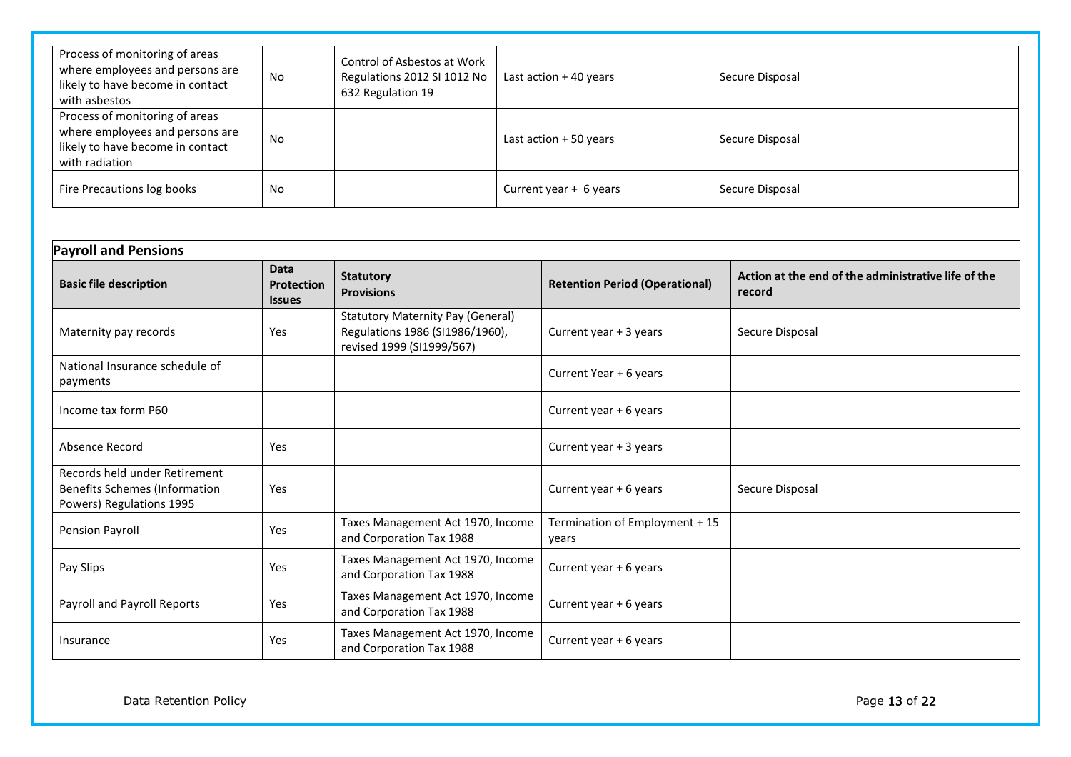| | | | | |
|---|---|---|---|---|
| Process of monitoring of areas where employees and persons are likely to have become in contact with asbestos | No | Control of Asbestos at Work Regulations 2012 SI 1012 No 632 Regulation 19 | Last action + 40 years | Secure Disposal |
| Process of monitoring of areas where employees and persons are likely to have become in contact with radiation | No | | Last action + 50 years | Secure Disposal |
| Fire Precautions log books | No | | Current year + 6 years | Secure Disposal |

**Payroll and Pensions**

| Basic file description | Data Protection Issues | Statutory Provisions | Retention Period (Operational) | Action at the end of the administrative life of the record |
|---|---|---|---|---|
| Maternity pay records | Yes | Statutory Maternity Pay (General) Regulations 1986 (SI1986/1960), revised 1999 (SI1999/567) | Current year + 3 years | Secure Disposal |
| National Insurance schedule of payments | | | Current Year + 6 years | |
| Income tax form P60 | | | Current year + 6 years | |
| Absence Record | Yes | | Current year + 3 years | |
| Records held under Retirement Benefits Schemes (Information Powers) Regulations 1995 | Yes | | Current year + 6 years | Secure Disposal |
| Pension Payroll | Yes | Taxes Management Act 1970, Income and Corporation Tax 1988 | Termination of Employment + 15 years | |
| Pay Slips | Yes | Taxes Management Act 1970, Income and Corporation Tax 1988 | Current year + 6 years | |
| Payroll and Payroll Reports | Yes | Taxes Management Act 1970, Income and Corporation Tax 1988 | Current year + 6 years | |
| Insurance | Yes | Taxes Management Act 1970, Income and Corporation Tax 1988 | Current year + 6 years | |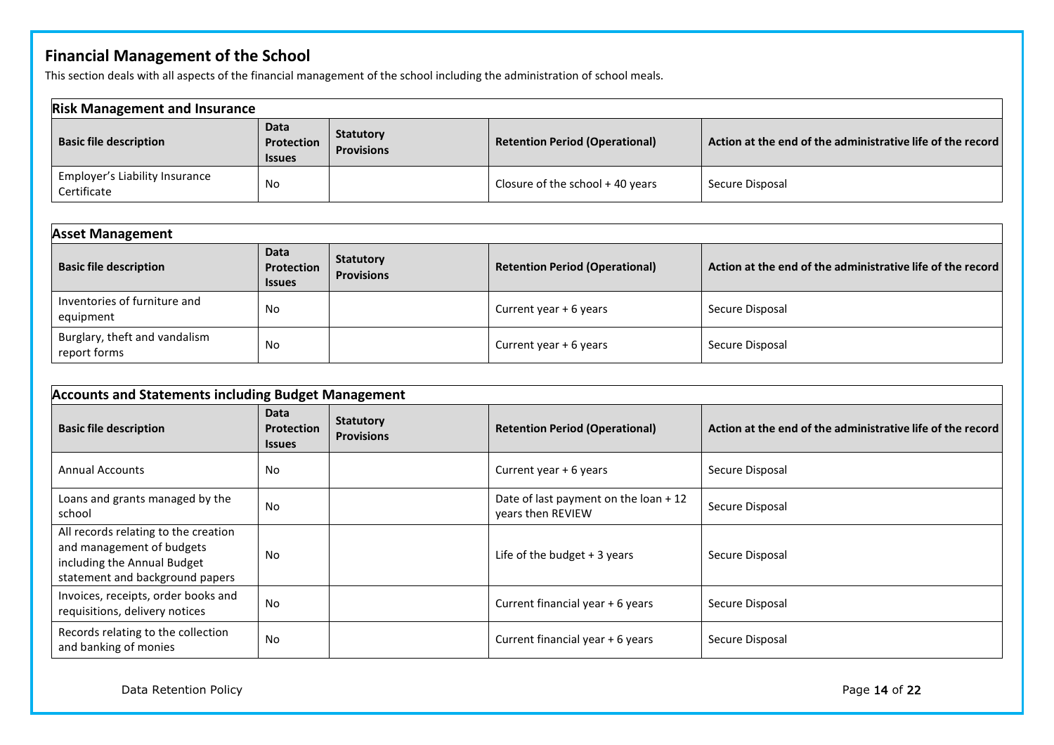## Financial Management of the School

This section deals with all aspects of the financial management of the school including the administration of school meals.

### Risk Management and Insurance

| Basic file description | Data Protection Issues | Statutory Provisions | Retention Period (Operational) | Action at the end of the administrative life of the record |
|---|---|---|---|---|
| Employer's Liability Insurance Certificate | No | | Closure of the school + 40 years | Secure Disposal |

### Asset Management

| Basic file description | Data Protection Issues | Statutory Provisions | Retention Period (Operational) | Action at the end of the administrative life of the record |
|---|---|---|---|---|
| Inventories of furniture and equipment | No | | Current year + 6 years | Secure Disposal |
| Burglary, theft and vandalism report forms | No | | Current year + 6 years | Secure Disposal |

### Accounts and Statements including Budget Management

| Basic file description | Data Protection Issues | Statutory Provisions | Retention Period (Operational) | Action at the end of the administrative life of the record |
|---|---|---|---|---|
| Annual Accounts | No | | Current year + 6 years | Secure Disposal |
| Loans and grants managed by the school | No | | Date of last payment on the loan + 12 years then REVIEW | Secure Disposal |
| All records relating to the creation and management of budgets including the Annual Budget statement and background papers | No | | Life of the budget + 3 years | Secure Disposal |
| Invoices, receipts, order books and requisitions, delivery notices | No | | Current financial year + 6 years | Secure Disposal |
| Records relating to the collection and banking of monies | No | | Current financial year + 6 years | Secure Disposal |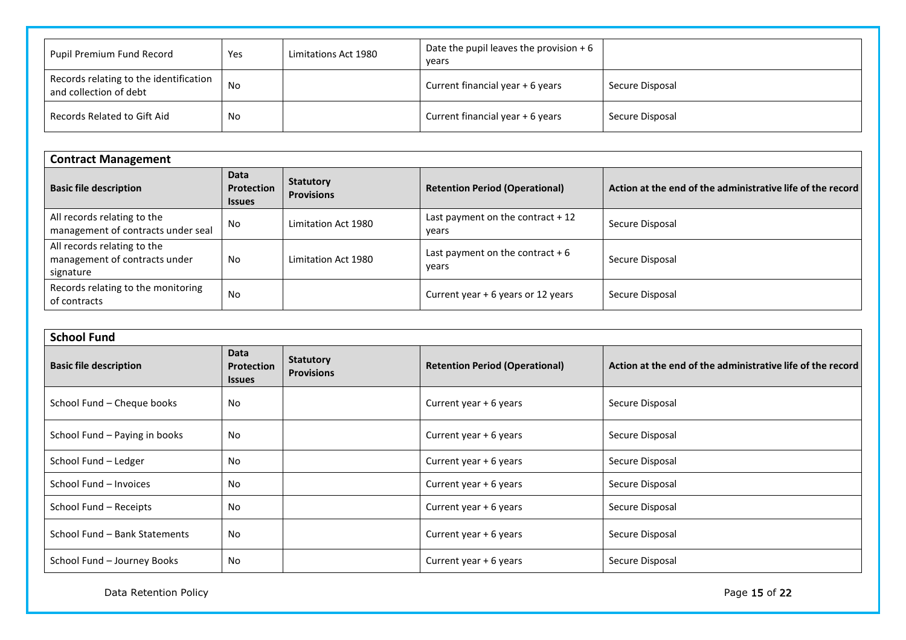| | | | | |
|---|---|---|---|---|
| Pupil Premium Fund Record | Yes | Limitations Act 1980 | Date the pupil leaves the provision + 6 years | |
| Records relating to the identification and collection of debt | No | | Current financial year + 6 years | Secure Disposal |
| Records Related to Gift Aid | No | | Current financial year + 6 years | Secure Disposal |

**Contract Management**

| Basic file description | Data Protection Issues | Statutory Provisions | Retention Period (Operational) | Action at the end of the administrative life of the record |
|---|---|---|---|---|
| All records relating to the management of contracts under seal | No | Limitation Act 1980 | Last payment on the contract + 12 years | Secure Disposal |
| All records relating to the management of contracts under signature | No | Limitation Act 1980 | Last payment on the contract + 6 years | Secure Disposal |
| Records relating to the monitoring of contracts | No | | Current year + 6 years or 12 years | Secure Disposal |

**School Fund**

| Basic file description | Data Protection Issues | Statutory Provisions | Retention Period (Operational) | Action at the end of the administrative life of the record |
|---|---|---|---|---|
| School Fund – Cheque books | No | | Current year + 6 years | Secure Disposal |
| School Fund – Paying in books | No | | Current year + 6 years | Secure Disposal |
| School Fund – Ledger | No | | Current year + 6 years | Secure Disposal |
| School Fund – Invoices | No | | Current year + 6 years | Secure Disposal |
| School Fund – Receipts | No | | Current year + 6 years | Secure Disposal |
| School Fund – Bank Statements | No | | Current year + 6 years | Secure Disposal |
| School Fund – Journey Books | No | | Current year + 6 years | Secure Disposal |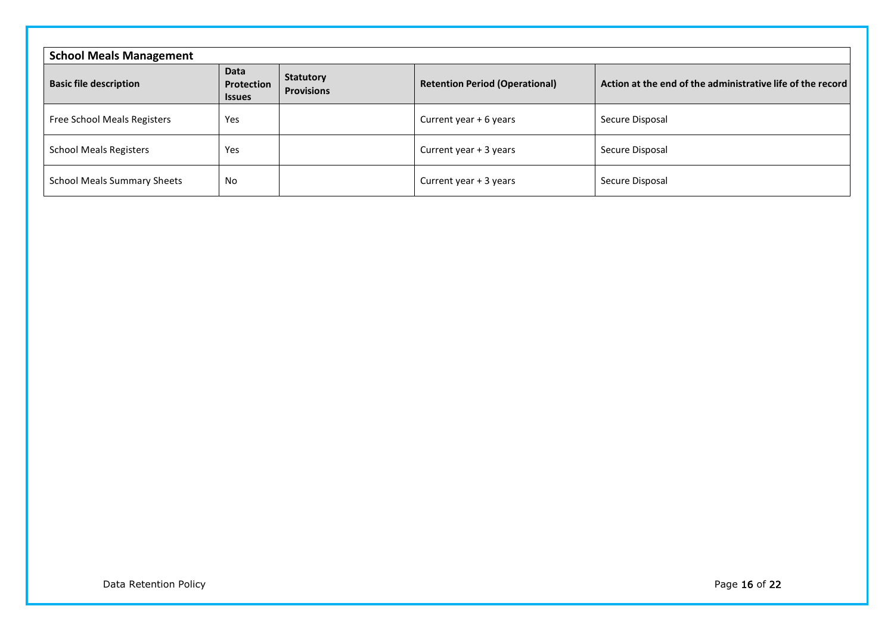| **School Meals Management** | | | | |
|---|---|---|---|---|
| **Basic file description** | **Data Protection Issues** | **Statutory Provisions** | **Retention Period (Operational)** | **Action at the end of the administrative life of the record** |
| Free School Meals Registers | Yes | | Current year + 6 years | Secure Disposal |
| School Meals Registers | Yes | | Current year + 3 years | Secure Disposal |
| School Meals Summary Sheets | No | | Current year + 3 years | Secure Disposal |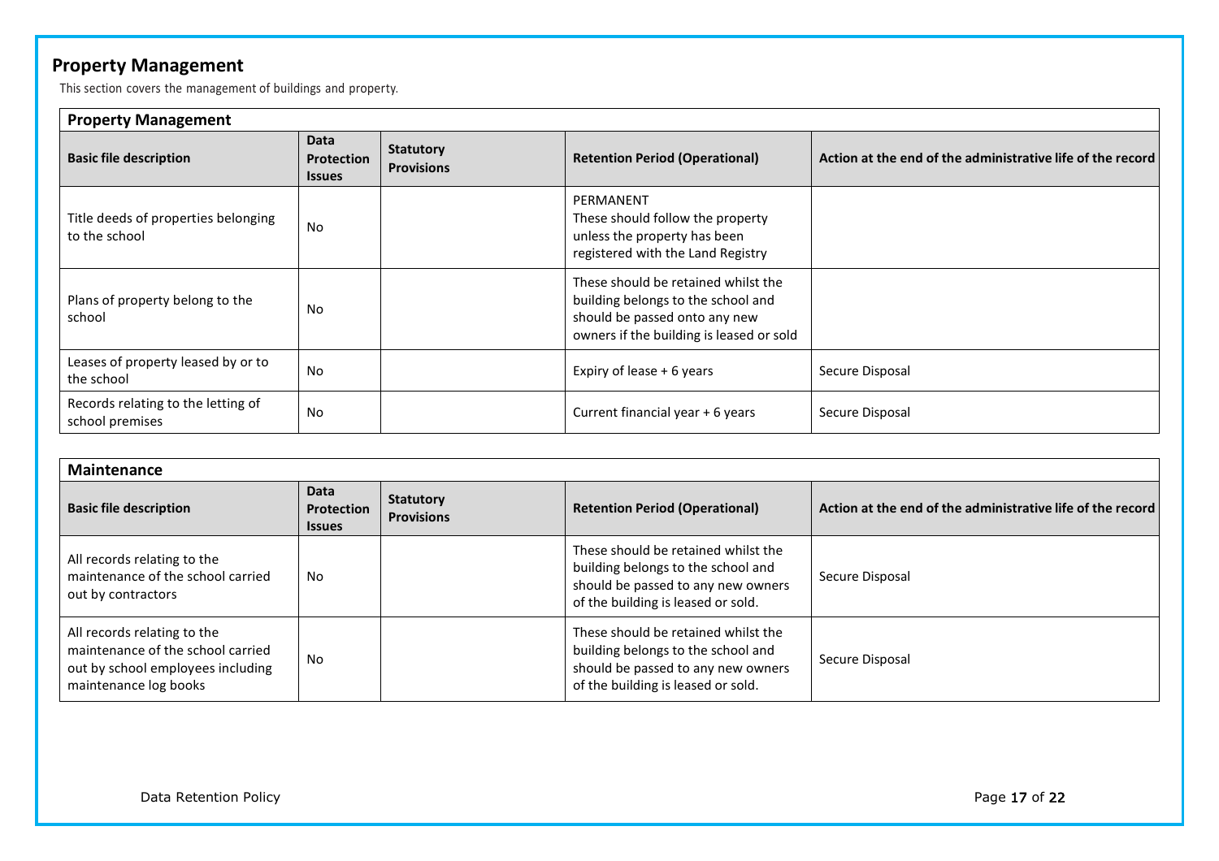## Property Management

This section covers the management of buildings and property.

| **Property Management** | | | | |
|---|---|---|---|---|
| **Basic file description** | **Data Protection Issues** | **Statutory Provisions** | **Retention Period (Operational)** | **Action at the end of the administrative life of the record** |
| Title deeds of properties belonging to the school | No | | PERMANENT<br>These should follow the property unless the property has been registered with the Land Registry | |
| Plans of property belong to the school | No | | These should be retained whilst the building belongs to the school and should be passed onto any new owners if the building is leased or sold | |
| Leases of property leased by or to the school | No | | Expiry of lease + 6 years | Secure Disposal |
| Records relating to the letting of school premises | No | | Current financial year + 6 years | Secure Disposal |

| **Maintenance** | | | | |
|---|---|---|---|---|
| **Basic file description** | **Data Protection Issues** | **Statutory Provisions** | **Retention Period (Operational)** | **Action at the end of the administrative life of the record** |
| All records relating to the maintenance of the school carried out by contractors | No | | These should be retained whilst the building belongs to the school and should be passed to any new owners of the building is leased or sold. | Secure Disposal |
| All records relating to the maintenance of the school carried out by school employees including maintenance log books | No | | These should be retained whilst the building belongs to the school and should be passed to any new owners of the building is leased or sold. | Secure Disposal |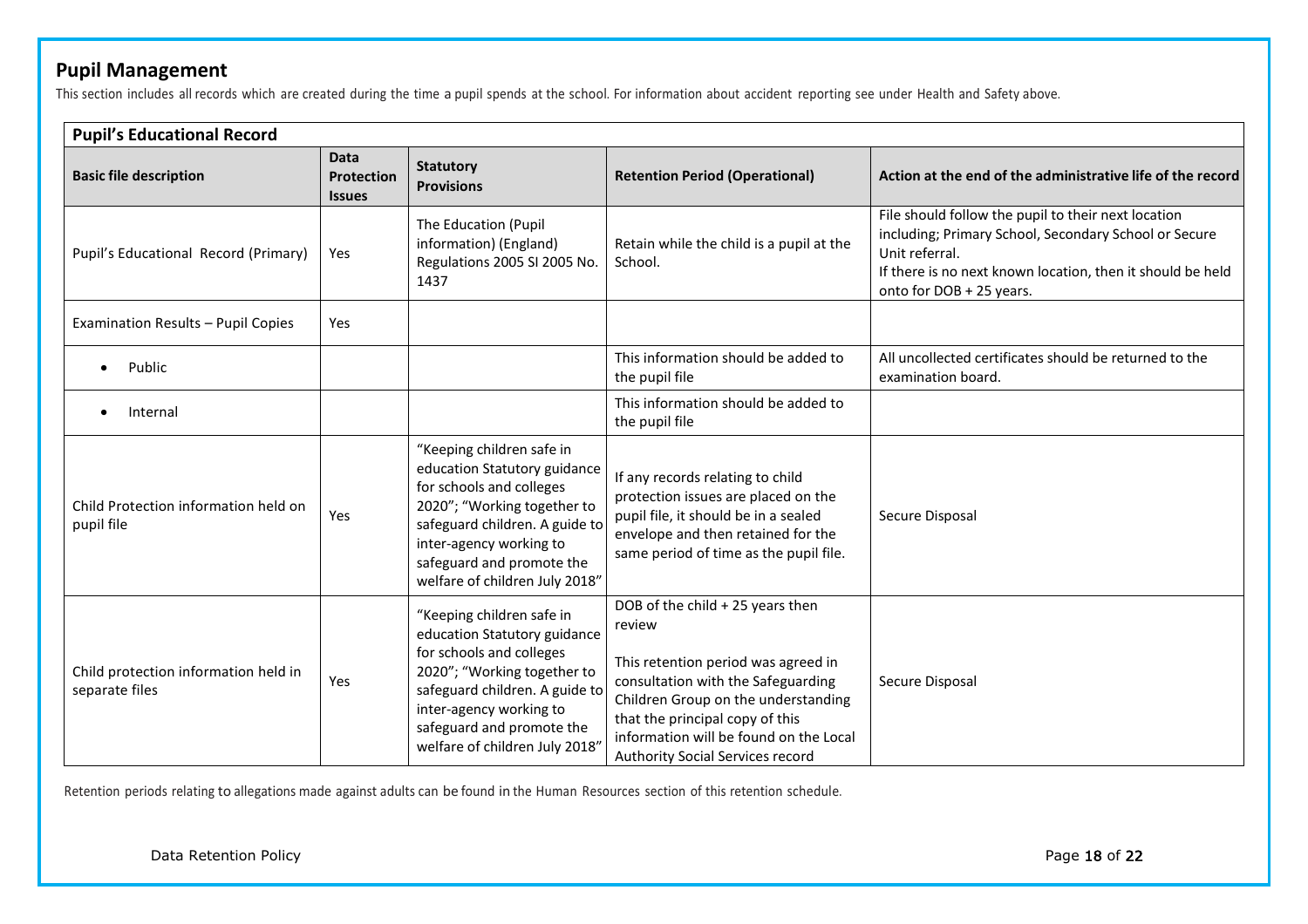## Pupil Management

This section includes all records which are created during the time a pupil spends at the school. For information about accident reporting see under Health and Safety above.

| **Pupil's Educational Record** | | | | |
|---|---|---|---|---|
| **Basic file description** | **Data Protection Issues** | **Statutory Provisions** | **Retention Period (Operational)** | **Action at the end of the administrative life of the record** |
| Pupil's Educational Record (Primary) | Yes | The Education (Pupil information) (England) Regulations 2005 SI 2005 No. 1437 | Retain while the child is a pupil at the School. | File should follow the pupil to their next location including; Primary School, Secondary School or Secure Unit referral.<br>If there is no next known location, then it should be held onto for DOB + 25 years. |
| Examination Results – Pupil Copies | Yes | | | |
| • Public | | | This information should be added to the pupil file | All uncollected certificates should be returned to the examination board. |
| • Internal | | | This information should be added to the pupil file | |
| Child Protection information held on pupil file | Yes | "Keeping children safe in education Statutory guidance for schools and colleges 2020"; "Working together to safeguard children. A guide to inter-agency working to safeguard and promote the welfare of children July 2018" | If any records relating to child protection issues are placed on the pupil file, it should be in a sealed envelope and then retained for the same period of time as the pupil file. | Secure Disposal |
| Child protection information held in separate files | Yes | "Keeping children safe in education Statutory guidance for schools and colleges 2020"; "Working together to safeguard children. A guide to inter-agency working to safeguard and promote the welfare of children July 2018" | DOB of the child + 25 years then review<br><br>This retention period was agreed in consultation with the Safeguarding Children Group on the understanding that the principal copy of this information will be found on the Local Authority Social Services record | Secure Disposal |

Retention periods relating to allegations made against adults can be found in the Human Resources section of this retention schedule.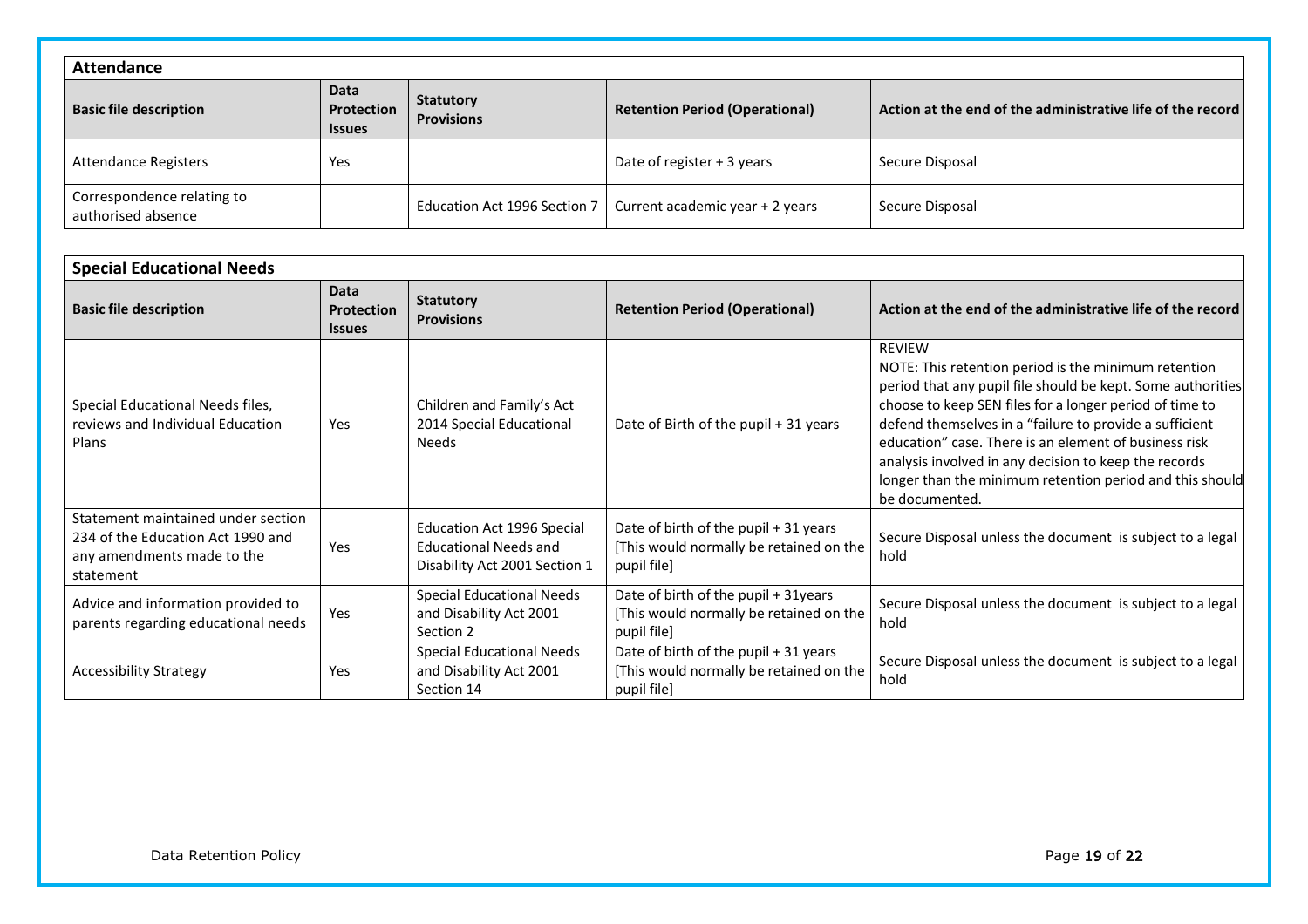| Attendance | | | | |
|---|---|---|---|---|
| **Basic file description** | **Data Protection Issues** | **Statutory Provisions** | **Retention Period (Operational)** | **Action at the end of the administrative life of the record** |
| Attendance Registers | Yes | | Date of register + 3 years | Secure Disposal |
| Correspondence relating to authorised absence | | Education Act 1996 Section 7 | Current academic year + 2 years | Secure Disposal |

| Special Educational Needs | | | | |
|---|---|---|---|---|
| **Basic file description** | **Data Protection Issues** | **Statutory Provisions** | **Retention Period (Operational)** | **Action at the end of the administrative life of the record** |
| Special Educational Needs files, reviews and Individual Education Plans | Yes | Children and Family's Act 2014 Special Educational Needs | Date of Birth of the pupil + 31 years | REVIEW<br>NOTE: This retention period is the minimum retention period that any pupil file should be kept. Some authorities choose to keep SEN files for a longer period of time to defend themselves in a "failure to provide a sufficient education" case. There is an element of business risk analysis involved in any decision to keep the records longer than the minimum retention period and this should be documented. |
| Statement maintained under section 234 of the Education Act 1990 and any amendments made to the statement | Yes | Education Act 1996 Special Educational Needs and Disability Act 2001 Section 1 | Date of birth of the pupil + 31 years [This would normally be retained on the pupil file] | Secure Disposal unless the document is subject to a legal hold |
| Advice and information provided to parents regarding educational needs | Yes | Special Educational Needs and Disability Act 2001 Section 2 | Date of birth of the pupil + 31years [This would normally be retained on the pupil file] | Secure Disposal unless the document is subject to a legal hold |
| Accessibility Strategy | Yes | Special Educational Needs and Disability Act 2001 Section 14 | Date of birth of the pupil + 31 years [This would normally be retained on the pupil file] | Secure Disposal unless the document is subject to a legal hold |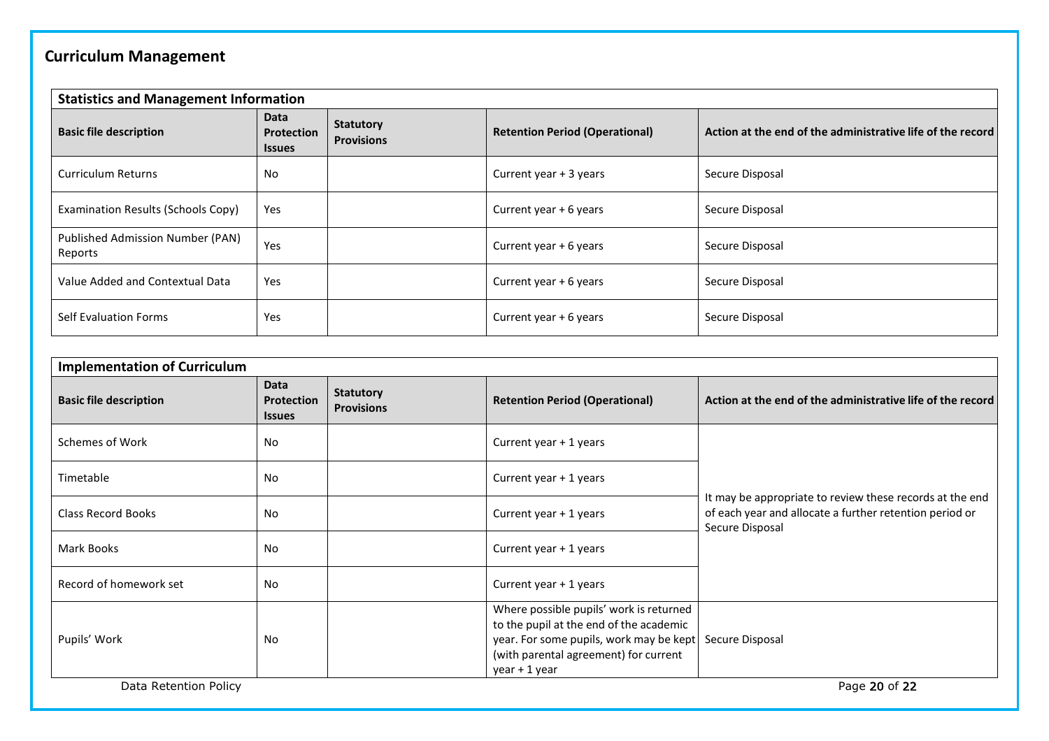## Curriculum Management

| Statistics and Management Information | | | | |
|---|---|---|---|---|
| **Basic file description** | **Data Protection Issues** | **Statutory Provisions** | **Retention Period (Operational)** | **Action at the end of the administrative life of the record** |
| Curriculum Returns | No | | Current year + 3 years | Secure Disposal |
| Examination Results (Schools Copy) | Yes | | Current year + 6 years | Secure Disposal |
| Published Admission Number (PAN) Reports | Yes | | Current year + 6 years | Secure Disposal |
| Value Added and Contextual Data | Yes | | Current year + 6 years | Secure Disposal |
| Self Evaluation Forms | Yes | | Current year + 6 years | Secure Disposal |

| Implementation of Curriculum | | | | |
|---|---|---|---|---|
| **Basic file description** | **Data Protection Issues** | **Statutory Provisions** | **Retention Period (Operational)** | **Action at the end of the administrative life of the record** |
| Schemes of Work | No | | Current year + 1 years | It may be appropriate to review these records at the end of each year and allocate a further retention period or Secure Disposal |
| Timetable | No | | Current year + 1 years | |
| Class Record Books | No | | Current year + 1 years | |
| Mark Books | No | | Current year + 1 years | |
| Record of homework set | No | | Current year + 1 years | |
| Pupils' Work | No | | Where possible pupils' work is returned to the pupil at the end of the academic year. For some pupils, work may be kept (with parental agreement) for current year + 1 year | Secure Disposal |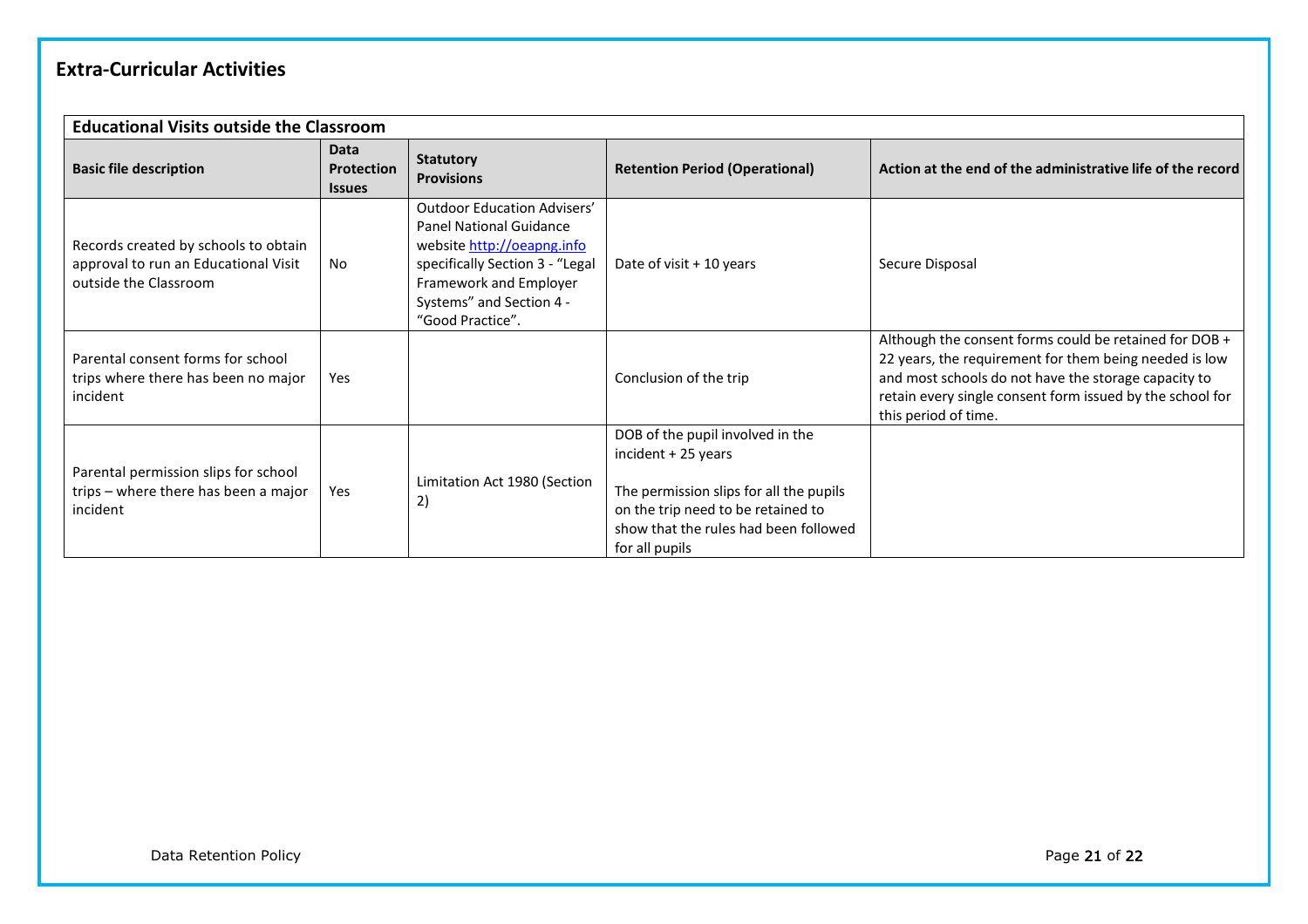## Extra-Curricular Activities

| Educational Visits outside the Classroom | | | | |
|---|---|---|---|---|
| **Basic file description** | **Data Protection Issues** | **Statutory Provisions** | **Retention Period (Operational)** | **Action at the end of the administrative life of the record** |
| Records created by schools to obtain approval to run an Educational Visit outside the Classroom | No | Outdoor Education Advisers' Panel National Guidance website http://oeapng.info specifically Section 3 - "Legal Framework and Employer Systems" and Section 4 - "Good Practice". | Date of visit + 10 years | Secure Disposal |
| Parental consent forms for school trips where there has been no major incident | Yes | | Conclusion of the trip | Although the consent forms could be retained for DOB + 22 years, the requirement for them being needed is low and most schools do not have the storage capacity to retain every single consent form issued by the school for this period of time. |
| Parental permission slips for school trips – where there has been a major incident | Yes | Limitation Act 1980 (Section 2) | DOB of the pupil involved in the incident + 25 years<br><br>The permission slips for all the pupils on the trip need to be retained to show that the rules had been followed for all pupils | |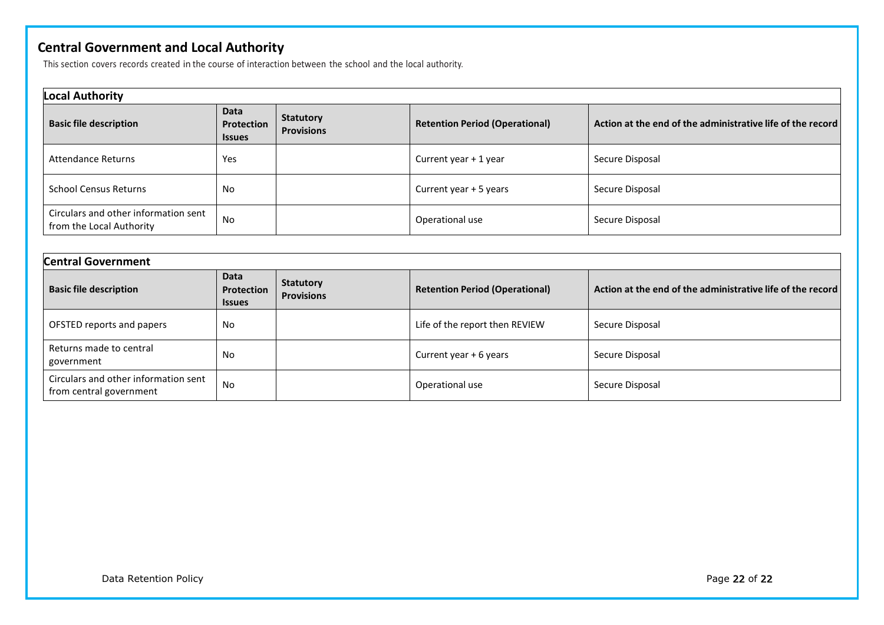## Central Government and Local Authority

This section covers records created in the course of interaction between the school and the local authority.

| Local Authority | | | | |
|---|---|---|---|---|
| **Basic file description** | **Data Protection Issues** | **Statutory Provisions** | **Retention Period (Operational)** | **Action at the end of the administrative life of the record** |
| Attendance Returns | Yes | | Current year + 1 year | Secure Disposal |
| School Census Returns | No | | Current year + 5 years | Secure Disposal |
| Circulars and other information sent from the Local Authority | No | | Operational use | Secure Disposal |

| Central Government | | | | |
|---|---|---|---|---|
| **Basic file description** | **Data Protection Issues** | **Statutory Provisions** | **Retention Period (Operational)** | **Action at the end of the administrative life of the record** |
| OFSTED reports and papers | No | | Life of the report then REVIEW | Secure Disposal |
| Returns made to central government | No | | Current year + 6 years | Secure Disposal |
| Circulars and other information sent from central government | No | | Operational use | Secure Disposal |